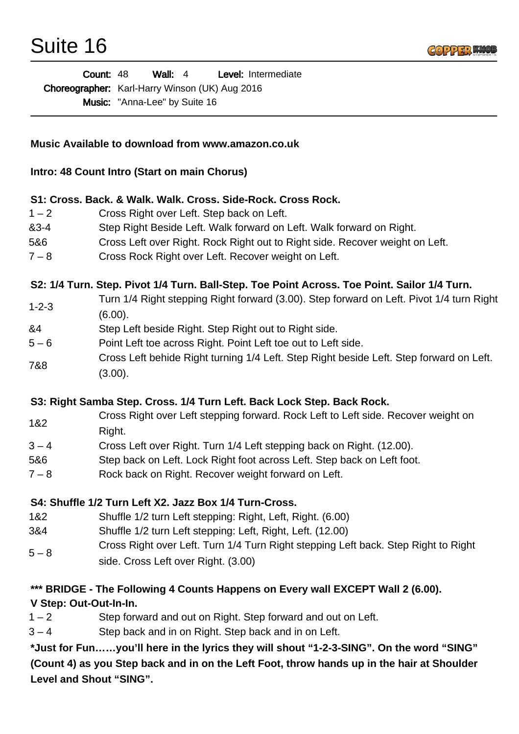# Suite 16

**Count:** 48 **Wall:** 4 **Level:** Intermediate

**Choreographer:** Karl-Harry Winson (UK) Aug 2016

**Music:** "Anna-Lee" by Suite 16

---

**Music Available to download from www.amazon.co.uk**

**Intro: 48 Count Intro (Start on main Chorus)**

**S1: Cross. Back. & Walk. Walk. Cross. Side-Rock. Cross Rock.**

| | |
|---|---|
| 1 – 2 | Cross Right over Left. Step back on Left. |
| &3-4 | Step Right Beside Left. Walk forward on Left. Walk forward on Right. |
| 5&6 | Cross Left over Right. Rock Right out to Right side. Recover weight on Left. |
| 7 – 8 | Cross Rock Right over Left. Recover weight on Left. |

**S2: 1/4 Turn. Step. Pivot 1/4 Turn. Ball-Step. Toe Point Across. Toe Point. Sailor 1/4 Turn.**

| | |
|---|---|
| 1-2-3 | Turn 1/4 Right stepping Right forward (3.00). Step forward on Left. Pivot 1/4 turn Right (6.00). |
| &4 | Step Left beside Right. Step Right out to Right side. |
| 5 – 6 | Point Left toe across Right. Point Left toe out to Left side. |
| 7&8 | Cross Left behide Right turning 1/4 Left. Step Right beside Left. Step forward on Left. (3.00). |

**S3: Right Samba Step. Cross. 1/4 Turn Left. Back Lock Step. Back Rock.**

| | |
|---|---|
| 1&2 | Cross Right over Left stepping forward. Rock Left to Left side. Recover weight on Right. |
| 3 – 4 | Cross Left over Right. Turn 1/4 Left stepping back on Right. (12.00). |
| 5&6 | Step back on Left. Lock Right foot across Left. Step back on Left foot. |
| 7 – 8 | Rock back on Right. Recover weight forward on Left. |

**S4: Shuffle 1/2 Turn Left X2. Jazz Box 1/4 Turn-Cross.**

| | |
|---|---|
| 1&2 | Shuffle 1/2 turn Left stepping: Right, Left, Right. (6.00) |
| 3&4 | Shuffle 1/2 turn Left stepping: Left, Right, Left. (12.00) |
| 5 – 8 | Cross Right over Left. Turn 1/4 Turn Right stepping Left back. Step Right to Right side. Cross Left over Right. (3.00) |

**\*\*\* BRIDGE - The Following 4 Counts Happens on Every wall EXCEPT Wall 2 (6.00).**
**V Step: Out-Out-In-In.**

| | |
|---|---|
| 1 – 2 | Step forward and out on Right. Step forward and out on Left. |
| 3 – 4 | Step back and in on Right. Step back and in on Left. |

**\*Just for Fun……you'll here in the lyrics they will shout "1-2-3-SING". On the word "SING" (Count 4) as you Step back and in on the Left Foot, throw hands up in the hair at Shoulder Level and Shout "SING".**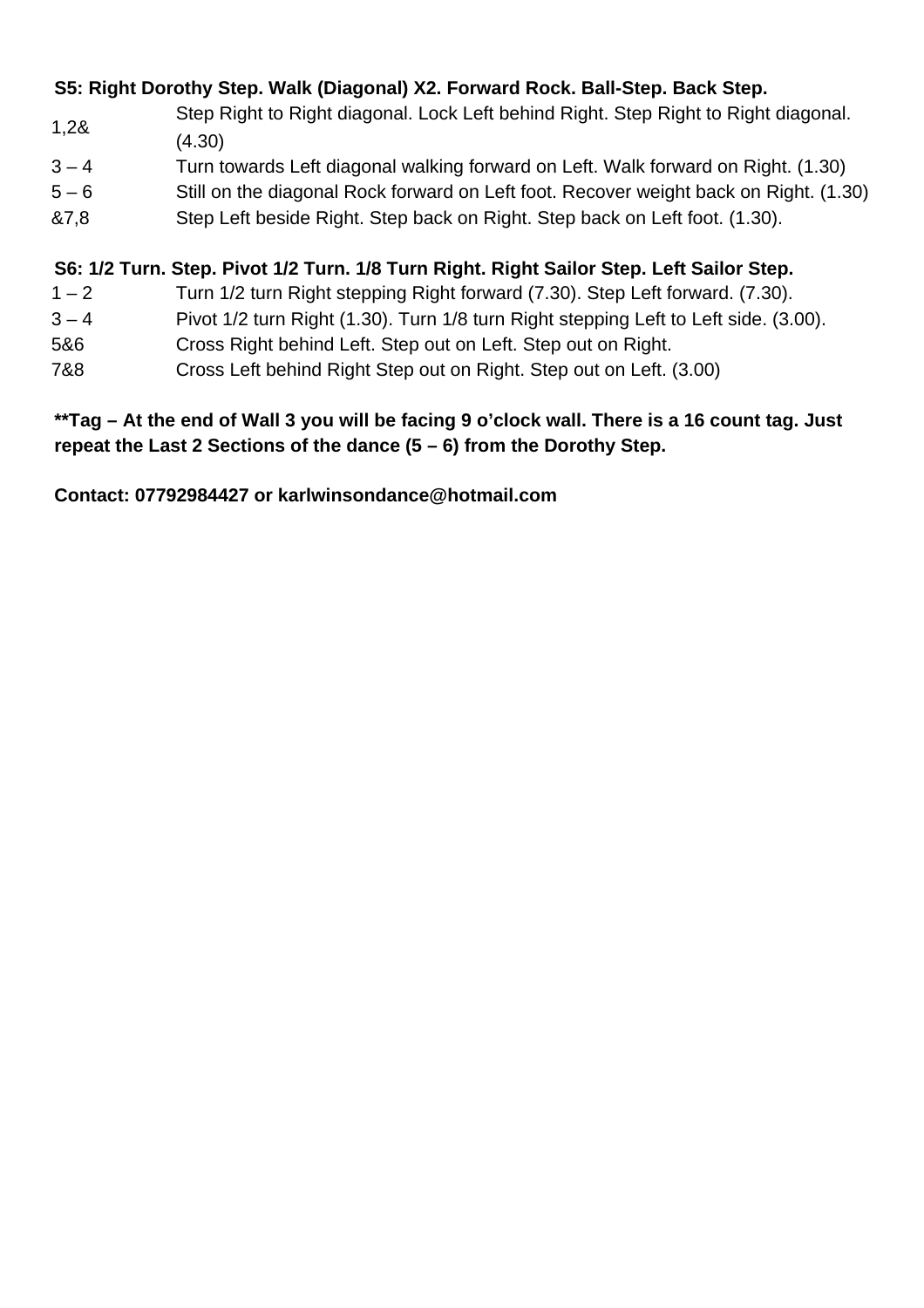**S5: Right Dorothy Step. Walk (Diagonal) X2. Forward Rock. Ball-Step. Back Step.**

| | |
|---|---|
| 1,2& | Step Right to Right diagonal. Lock Left behind Right. Step Right to Right diagonal. (4.30) |
| 3 – 4 | Turn towards Left diagonal walking forward on Left. Walk forward on Right. (1.30) |
| 5 – 6 | Still on the diagonal Rock forward on Left foot. Recover weight back on Right. (1.30) |
| &7,8 | Step Left beside Right. Step back on Right. Step back on Left foot. (1.30). |

**S6: 1/2 Turn. Step. Pivot 1/2 Turn. 1/8 Turn Right. Right Sailor Step. Left Sailor Step.**

| | |
|---|---|
| 1 – 2 | Turn 1/2 turn Right stepping Right forward (7.30). Step Left forward. (7.30). |
| 3 – 4 | Pivot 1/2 turn Right (1.30). Turn 1/8 turn Right stepping Left to Left side. (3.00). |
| 5&6 | Cross Right behind Left. Step out on Left. Step out on Right. |
| 7&8 | Cross Left behind Right Step out on Right. Step out on Left. (3.00) |

**\*\*Tag – At the end of Wall 3 you will be facing 9 o'clock wall. There is a 16 count tag. Just repeat the Last 2 Sections of the dance (5 – 6) from the Dorothy Step.**

**Contact: 07792984427 or karlwinsondance@hotmail.com**